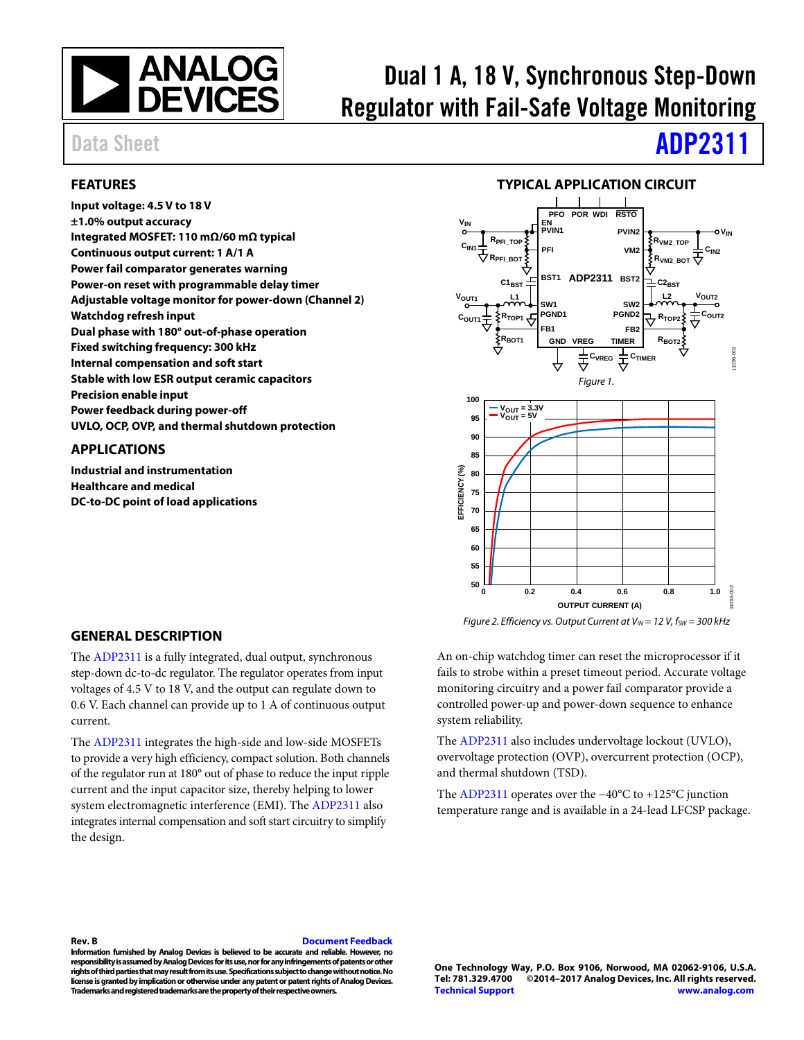# Dual 1 A, 18 V, Synchronous Step-Down Regulator with Fail-Safe Voltage Monitoring

Data Sheet **ADP2311**

## FEATURES

- **Input voltage: 4.5 V to 18 V**
- **±1.0% output accuracy**
- **Integrated MOSFET: 110 mΩ/60 mΩ typical**
- **Continuous output current: 1 A/1 A**
- **Power fail comparator generates warning**
- **Power-on reset with programmable delay timer**
- **Adjustable voltage monitor for power-down (Channel 2)**
- **Watchdog refresh input**
- **Dual phase with 180° out-of-phase operation**
- **Fixed switching frequency: 300 kHz**
- **Internal compensation and soft start**
- **Stable with low ESR output ceramic capacitors**
- **Precision enable input**
- **Power feedback during power-off**
- **UVLO, OCP, OVP, and thermal shutdown protection**

## APPLICATIONS

- **Industrial and instrumentation**
- **Healthcare and medical**
- **DC-to-DC point of load applications**

## TYPICAL APPLICATION CIRCUIT

*Figure 1.*

*Figure 2. Efficiency vs. Output Current at $V_{IN}$ = 12 V, $f_{SW}$ = 300 kHz*

## GENERAL DESCRIPTION

The ADP2311 is a fully integrated, dual output, synchronous step-down dc-to-dc regulator. The regulator operates from input voltages of 4.5 V to 18 V, and the output can regulate down to 0.6 V. Each channel can provide up to 1 A of continuous output current.

The ADP2311 integrates the high-side and low-side MOSFETs to provide a very high efficiency, compact solution. Both channels of the regulator run at 180° out of phase to reduce the input ripple current and the input capacitor size, thereby helping to lower system electromagnetic interference (EMI). The ADP2311 also integrates internal compensation and soft start circuitry to simplify the design.

An on-chip watchdog timer can reset the microprocessor if it fails to strobe within a preset timeout period. Accurate voltage monitoring circuitry and a power fail comparator provide a controlled power-up and power-down sequence to enhance system reliability.

The ADP2311 also includes undervoltage lockout (UVLO), overvoltage protection (OVP), overcurrent protection (OCP), and thermal shutdown (TSD).

The ADP2311 operates over the −40°C to +125°C junction temperature range and is available in a 24-lead LFCSP package.

**Rev. B** Document Feedback

**Information furnished by Analog Devices is believed to be accurate and reliable. However, no responsibility is assumed by Analog Devices for its use, nor for any infringements of patents or other rights of third parties that may result from its use. Specifications subject to change without notice. No license is granted by implication or otherwise under any patent or patent rights of Analog Devices. Trademarks and registered trademarks are the property of their respective owners.**

**One Technology Way, P.O. Box 9106, Norwood, MA 02062-9106, U.S.A.**
**Tel: 781.329.4700 ©2014–2017 Analog Devices, Inc. All rights reserved.**
**Technical Support www.analog.com**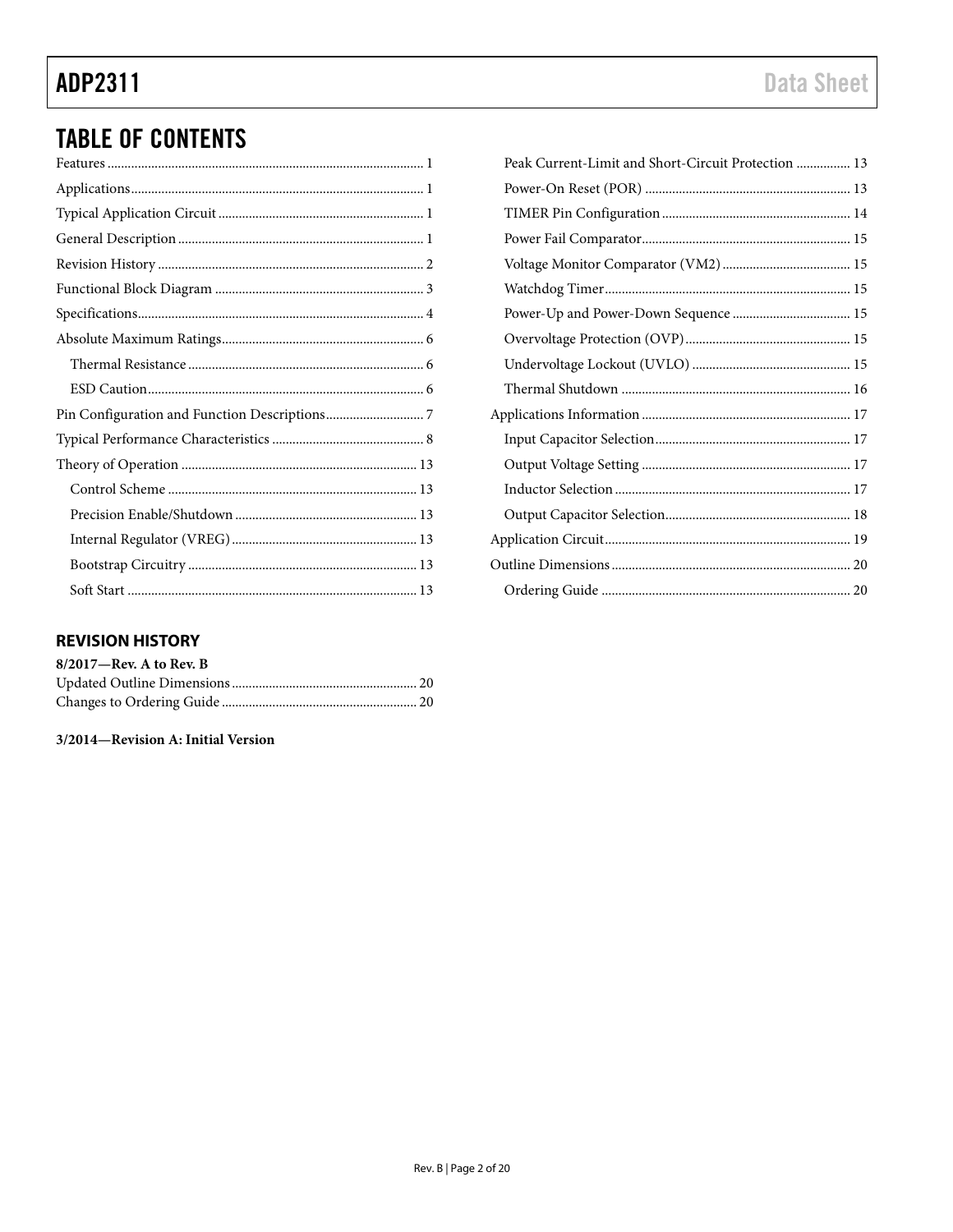# TABLE OF CONTENTS

Features .......... 1
Applications .......... 1
Typical Application Circuit .......... 1
General Description .......... 1
Revision History .......... 2
Functional Block Diagram .......... 3
Specifications .......... 4
Absolute Maximum Ratings .......... 6
- Thermal Resistance .......... 6
- ESD Caution .......... 6

Pin Configuration and Function Descriptions .......... 7
Typical Performance Characteristics .......... 8
Theory of Operation .......... 13
- Control Scheme .......... 13
- Precision Enable/Shutdown .......... 13
- Internal Regulator (VREG) .......... 13
- Bootstrap Circuitry .......... 13
- Soft Start .......... 13
- Peak Current-Limit and Short-Circuit Protection .......... 13
- Power-On Reset (POR) .......... 13
- TIMER Pin Configuration .......... 14
- Power Fail Comparator .......... 15
- Voltage Monitor Comparator (VM2) .......... 15
- Watchdog Timer .......... 15
- Power-Up and Power-Down Sequence .......... 15
- Overvoltage Protection (OVP) .......... 15
- Undervoltage Lockout (UVLO) .......... 15
- Thermal Shutdown .......... 16

Applications Information .......... 17
- Input Capacitor Selection .......... 17
- Output Voltage Setting .......... 17
- Inductor Selection .......... 17
- Output Capacitor Selection .......... 18

Application Circuit .......... 19
Outline Dimensions .......... 20
- Ordering Guide .......... 20

## REVISION HISTORY

**8/2017—Rev. A to Rev. B**

Updated Outline Dimensions .......... 20
Changes to Ordering Guide .......... 20

**3/2014—Revision A: Initial Version**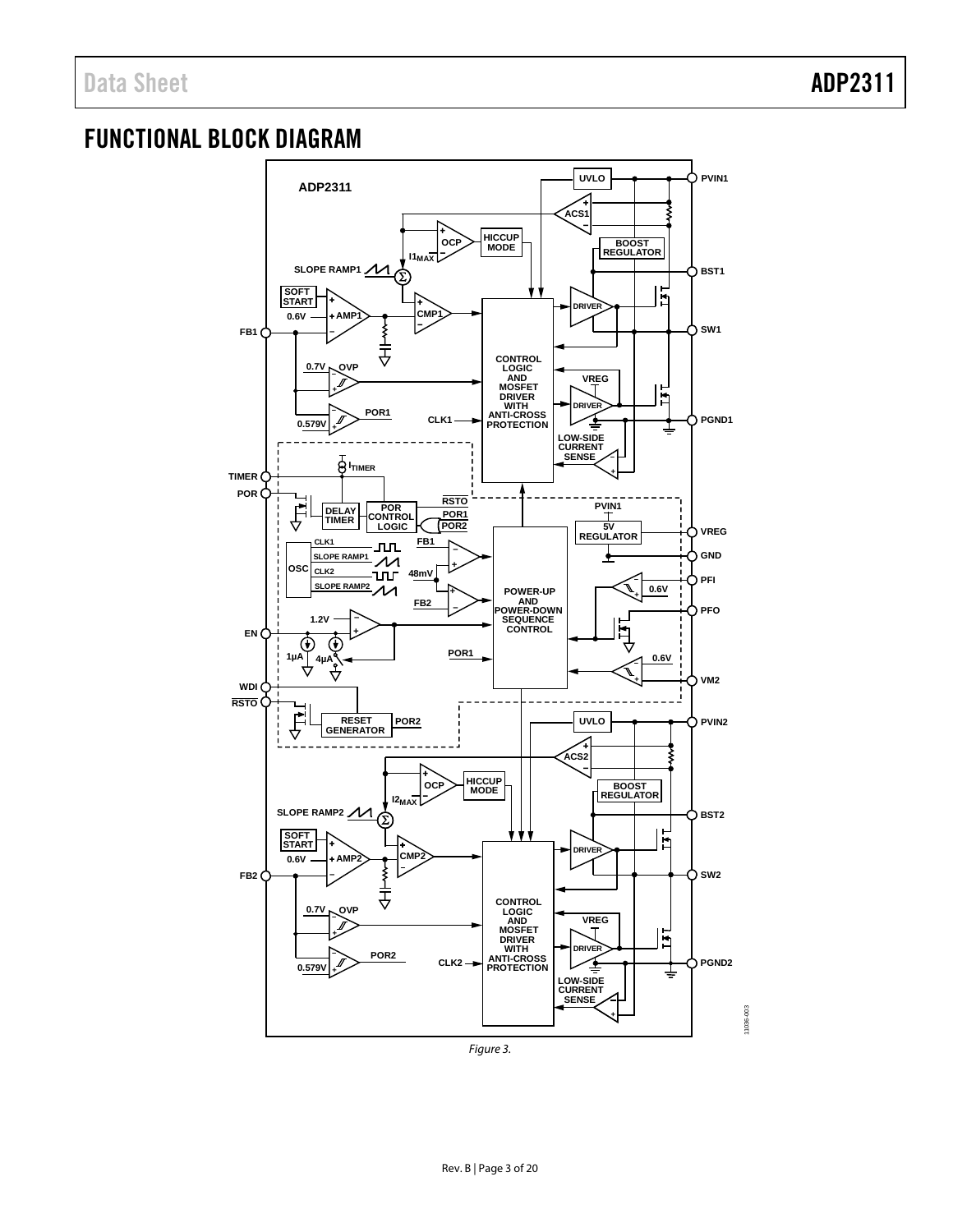## FUNCTIONAL BLOCK DIAGRAM

Figure 3.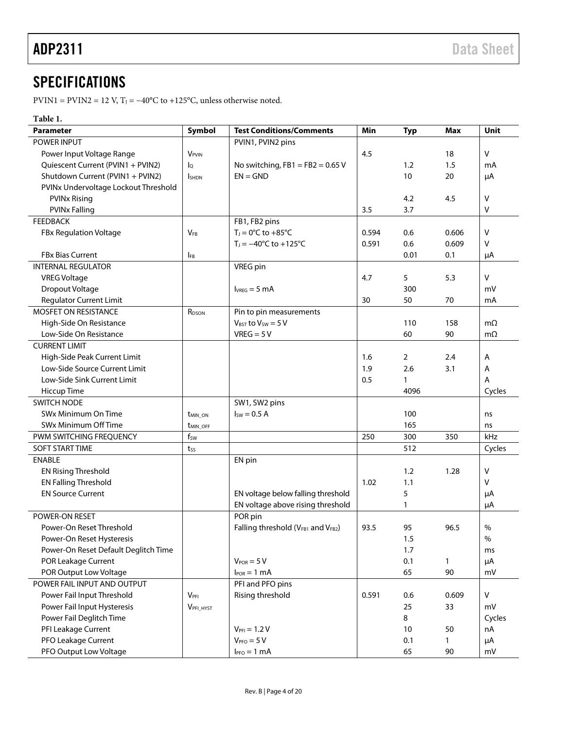## SPECIFICATIONS

PVIN1 = PVIN2 = 12 V, $T_J$ = −40°C to +125°C, unless otherwise noted.

**Table 1.**

| Parameter | Symbol | Test Conditions/Comments | Min | Typ | Max | Unit |
|---|---|---|---|---|---|---|
| POWER INPUT | | PVIN1, PVIN2 pins | | | | |
| Power Input Voltage Range | $V_{PVIN}$ | | 4.5 | | 18 | V |
| Quiescent Current (PVIN1 + PVIN2) | $I_Q$ | No switching, FB1 = FB2 = 0.65 V | | 1.2 | 1.5 | mA |
| Shutdown Current (PVIN1 + PVIN2) | $I_{SHDN}$ | EN = GND | | 10 | 20 | µA |
| PVINx Undervoltage Lockout Threshold | | | | | | |
| PVINx Rising | | | | 4.2 | 4.5 | V |
| PVINx Falling | | | 3.5 | 3.7 | | V |
| FEEDBACK | | FB1, FB2 pins | | | | |
| FBx Regulation Voltage | $V_{FB}$ | $T_J$ = 0°C to +85°C | 0.594 | 0.6 | 0.606 | V |
| | | $T_J$ = −40°C to +125°C | 0.591 | 0.6 | 0.609 | V |
| FBx Bias Current | $I_{FB}$ | | | 0.01 | 0.1 | µA |
| INTERNAL REGULATOR | | VREG pin | | | | |
| VREG Voltage | | | 4.7 | 5 | 5.3 | V |
| Dropout Voltage | | $I_{VREG}$ = 5 mA | | 300 | | mV |
| Regulator Current Limit | | | 30 | 50 | 70 | mA |
| MOSFET ON RESISTANCE | $R_{DSON}$ | Pin to pin measurements | | | | |
| High-Side On Resistance | | $V_{BST}$ to $V_{SW}$ = 5 V | | 110 | 158 | mΩ |
| Low-Side On Resistance | | VREG = 5 V | | 60 | 90 | mΩ |
| CURRENT LIMIT | | | | | | |
| High-Side Peak Current Limit | | | 1.6 | 2 | 2.4 | A |
| Low-Side Source Current Limit | | | 1.9 | 2.6 | 3.1 | A |
| Low-Side Sink Current Limit | | | 0.5 | 1 | | A |
| Hiccup Time | | | | 4096 | | Cycles |
| SWITCH NODE | | SW1, SW2 pins | | | | |
| SWx Minimum On Time | $t_{MIN\_ON}$ | $I_{SW}$ = 0.5 A | | 100 | | ns |
| SWx Minimum Off Time | $t_{MIN\_OFF}$ | | | 165 | | ns |
| PWM SWITCHING FREQUENCY | $f_{SW}$ | | 250 | 300 | 350 | kHz |
| SOFT START TIME | $t_{SS}$ | | | 512 | | Cycles |
| ENABLE | | EN pin | | | | |
| EN Rising Threshold | | | | 1.2 | 1.28 | V |
| EN Falling Threshold | | | 1.02 | 1.1 | | V |
| EN Source Current | | EN voltage below falling threshold | | 5 | | µA |
| | | EN voltage above rising threshold | | 1 | | µA |
| POWER-ON RESET | | POR pin | | | | |
| Power-On Reset Threshold | | Falling threshold ($V_{FB1}$ and $V_{FB2}$) | 93.5 | 95 | 96.5 | % |
| Power-On Reset Hysteresis | | | | 1.5 | | % |
| Power-On Reset Default Deglitch Time | | | | 1.7 | | ms |
| POR Leakage Current | | $V_{POR}$ = 5 V | | 0.1 | 1 | µA |
| POR Output Low Voltage | | $I_{POR}$ = 1 mA | | 65 | 90 | mV |
| POWER FAIL INPUT AND OUTPUT | | PFI and PFO pins | | | | |
| Power Fail Input Threshold | $V_{PFI}$ | Rising threshold | 0.591 | 0.6 | 0.609 | V |
| Power Fail Input Hysteresis | $V_{PFI\_HYST}$ | | | 25 | 33 | mV |
| Power Fail Deglitch Time | | | | 8 | | Cycles |
| PFI Leakage Current | | $V_{PFI}$ = 1.2 V | | 10 | 50 | nA |
| PFO Leakage Current | | $V_{PFO}$ = 5 V | | 0.1 | 1 | µA |
| PFO Output Low Voltage | | $I_{PFO}$ = 1 mA | | 65 | 90 | mV |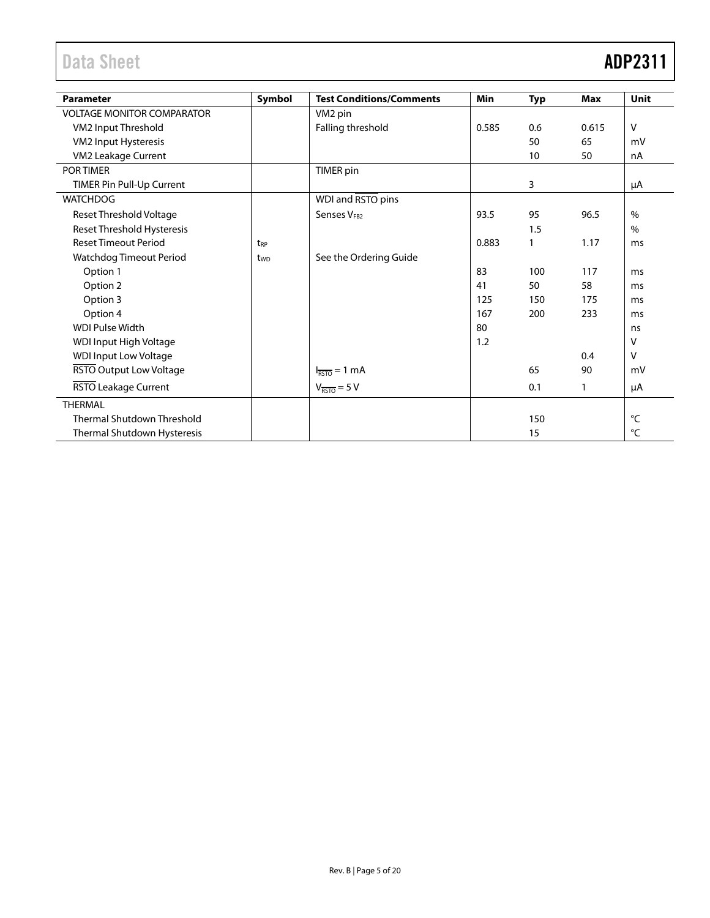| Parameter | Symbol | Test Conditions/Comments | Min | Typ | Max | Unit |
|---|---|---|---|---|---|---|
| VOLTAGE MONITOR COMPARATOR | | VM2 pin | | | | |
| VM2 Input Threshold | | Falling threshold | 0.585 | 0.6 | 0.615 | V |
| VM2 Input Hysteresis | | | | 50 | 65 | mV |
| VM2 Leakage Current | | | | 10 | 50 | nA |
| POR TIMER | | TIMER pin | | | | |
| TIMER Pin Pull-Up Current | | | | 3 | | μA |
| WATCHDOG | | WDI and $\overline{\text{RSTO}}$ pins | | | | |
| Reset Threshold Voltage | | Senses $V_{FB2}$ | 93.5 | 95 | 96.5 | % |
| Reset Threshold Hysteresis | | | | 1.5 | | % |
| Reset Timeout Period | $t_{RP}$ | | 0.883 | 1 | 1.17 | ms |
| Watchdog Timeout Period | $t_{WD}$ | See the Ordering Guide | | | | |
| Option 1 | | | 83 | 100 | 117 | ms |
| Option 2 | | | 41 | 50 | 58 | ms |
| Option 3 | | | 125 | 150 | 175 | ms |
| Option 4 | | | 167 | 200 | 233 | ms |
| WDI Pulse Width | | | 80 | | | ns |
| WDI Input High Voltage | | | 1.2 | | | V |
| WDI Input Low Voltage | | | | | 0.4 | V |
| $\overline{\text{RSTO}}$ Output Low Voltage | | $I_{\overline{\text{RSTO}}}$ = 1 mA | | 65 | 90 | mV |
| $\overline{\text{RSTO}}$ Leakage Current | | $V_{\overline{\text{RSTO}}}$ = 5 V | | 0.1 | 1 | μA |
| THERMAL | | | | | | |
| Thermal Shutdown Threshold | | | | 150 | | °C |
| Thermal Shutdown Hysteresis | | | | 15 | | °C |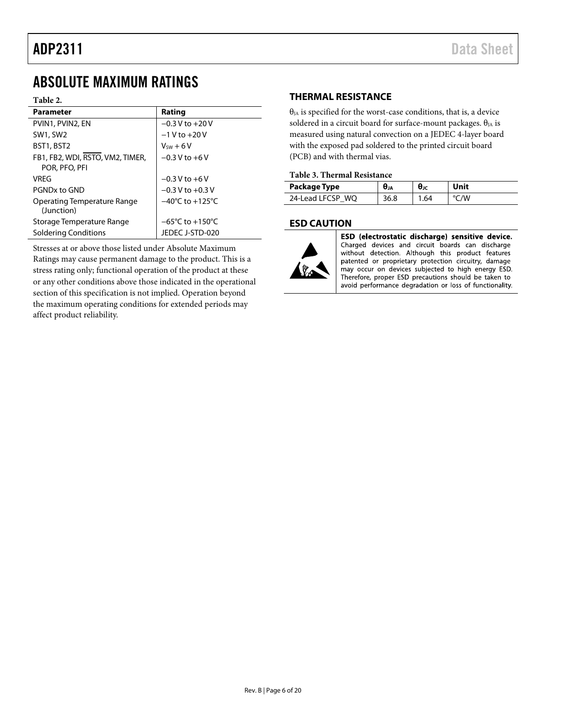# ABSOLUTE MAXIMUM RATINGS

**Table 2.**

| Parameter | Rating |
|---|---|
| PVIN1, PVIN2, EN | −0.3 V to +20 V |
| SW1, SW2 | −1 V to +20 V |
| BST1, BST2 | $V_{SW}$ + 6 V |
| FB1, FB2, WDI, $\overline{\text{RSTO}}$, VM2, TIMER, POR, PFO, PFI | −0.3 V to +6 V |
| VREG | −0.3 V to +6 V |
| PGNDx to GND | −0.3 V to +0.3 V |
| Operating Temperature Range (Junction) | −40°C to +125°C |
| Storage Temperature Range | −65°C to +150°C |
| Soldering Conditions | JEDEC J-STD-020 |

Stresses at or above those listed under Absolute Maximum Ratings may cause permanent damage to the product. This is a stress rating only; functional operation of the product at these or any other conditions above those indicated in the operational section of this specification is not implied. Operation beyond the maximum operating conditions for extended periods may affect product reliability.

## THERMAL RESISTANCE

$\theta_{JA}$ is specified for the worst-case conditions, that is, a device soldered in a circuit board for surface-mount packages. $\theta_{JA}$ is measured using natural convection on a JEDEC 4-layer board with the exposed pad soldered to the printed circuit board (PCB) and with thermal vias.

**Table 3. Thermal Resistance**

| Package Type | $\theta_{JA}$ | $\theta_{JC}$ | Unit |
|---|---|---|---|
| 24-Lead LFCSP_WQ | 36.8 | 1.64 | °C/W |

## ESD CAUTION

**ESD (electrostatic discharge) sensitive device.** Charged devices and circuit boards can discharge without detection. Although this product features patented or proprietary protection circuitry, damage may occur on devices subjected to high energy ESD. Therefore, proper ESD precautions should be taken to avoid performance degradation or loss of functionality.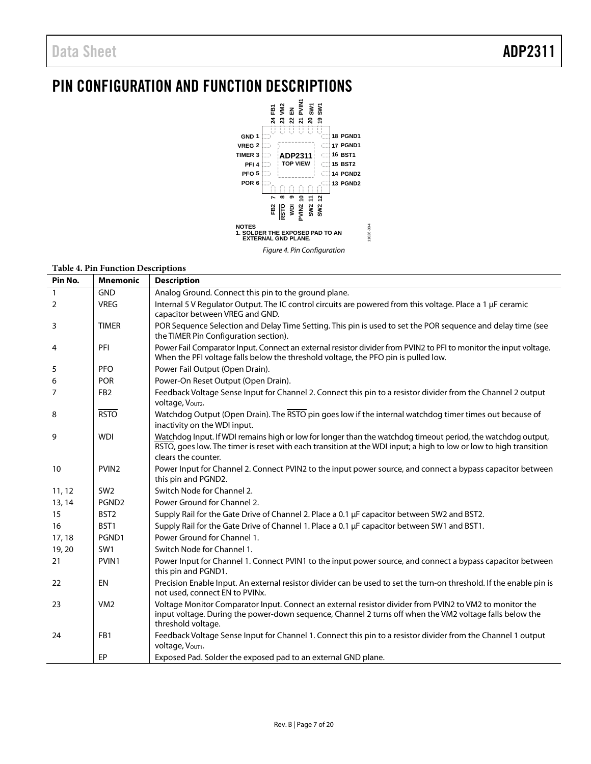# PIN CONFIGURATION AND FUNCTION DESCRIPTIONS

NOTES
1. SOLDER THE EXPOSED PAD TO AN EXTERNAL GND PLANE.

*Figure 4. Pin Configuration*

**Table 4. Pin Function Descriptions**

| Pin No. | Mnemonic | Description |
|---|---|---|
| 1 | GND | Analog Ground. Connect this pin to the ground plane. |
| 2 | VREG | Internal 5 V Regulator Output. The IC control circuits are powered from this voltage. Place a 1 µF ceramic capacitor between VREG and GND. |
| 3 | TIMER | POR Sequence Selection and Delay Time Setting. This pin is used to set the POR sequence and delay time (see the TIMER Pin Configuration section). |
| 4 | PFI | Power Fail Comparator Input. Connect an external resistor divider from PVIN2 to PFI to monitor the input voltage. When the PFI voltage falls below the threshold voltage, the PFO pin is pulled low. |
| 5 | PFO | Power Fail Output (Open Drain). |
| 6 | POR | Power-On Reset Output (Open Drain). |
| 7 | FB2 | Feedback Voltage Sense Input for Channel 2. Connect this pin to a resistor divider from the Channel 2 output voltage, $V_{OUT2}$. |
| 8 | $\overline{\text{RSTO}}$ | Watchdog Output (Open Drain). The $\overline{\text{RSTO}}$ pin goes low if the internal watchdog timer times out because of inactivity on the WDI input. |
| 9 | WDI | Watchdog Input. If WDI remains high or low for longer than the watchdog timeout period, the watchdog output, $\overline{\text{RSTO}}$, goes low. The timer is reset with each transition at the WDI input; a high to low or low to high transition clears the counter. |
| 10 | PVIN2 | Power Input for Channel 2. Connect PVIN2 to the input power source, and connect a bypass capacitor between this pin and PGND2. |
| 11, 12 | SW2 | Switch Node for Channel 2. |
| 13, 14 | PGND2 | Power Ground for Channel 2. |
| 15 | BST2 | Supply Rail for the Gate Drive of Channel 2. Place a 0.1 µF capacitor between SW2 and BST2. |
| 16 | BST1 | Supply Rail for the Gate Drive of Channel 1. Place a 0.1 µF capacitor between SW1 and BST1. |
| 17, 18 | PGND1 | Power Ground for Channel 1. |
| 19, 20 | SW1 | Switch Node for Channel 1. |
| 21 | PVIN1 | Power Input for Channel 1. Connect PVIN1 to the input power source, and connect a bypass capacitor between this pin and PGND1. |
| 22 | EN | Precision Enable Input. An external resistor divider can be used to set the turn-on threshold. If the enable pin is not used, connect EN to PVINx. |
| 23 | VM2 | Voltage Monitor Comparator Input. Connect an external resistor divider from PVIN2 to VM2 to monitor the input voltage. During the power-down sequence, Channel 2 turns off when the VM2 voltage falls below the threshold voltage. |
| 24 | FB1 | Feedback Voltage Sense Input for Channel 1. Connect this pin to a resistor divider from the Channel 1 output voltage, $V_{OUT1}$. |
|  | EP | Exposed Pad. Solder the exposed pad to an external GND plane. |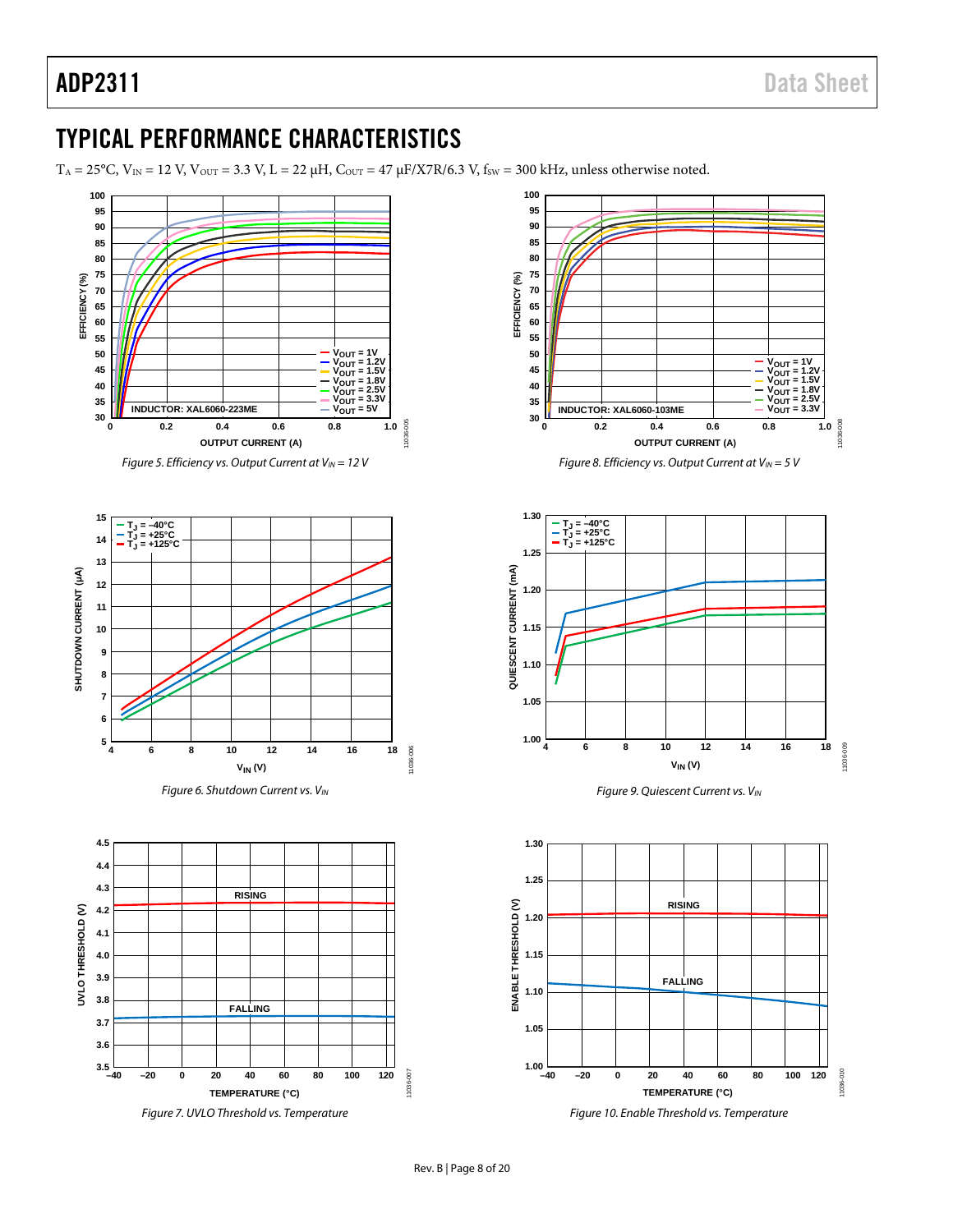## TYPICAL PERFORMANCE CHARACTERISTICS

$T_A$ = 25°C, $V_{IN}$ = 12 V, $V_{OUT}$ = 3.3 V, L = 22 μH, $C_{OUT}$ = 47 μF/X7R/6.3 V, $f_{SW}$ = 300 kHz, unless otherwise noted.

*Figure 5. Efficiency vs. Output Current at $V_{IN}$ = 12 V*

*Figure 6. Shutdown Current vs. $V_{IN}$*

*Figure 7. UVLO Threshold vs. Temperature*

*Figure 8. Efficiency vs. Output Current at $V_{IN}$ = 5 V*

*Figure 9. Quiescent Current vs. $V_{IN}$*

*Figure 10. Enable Threshold vs. Temperature*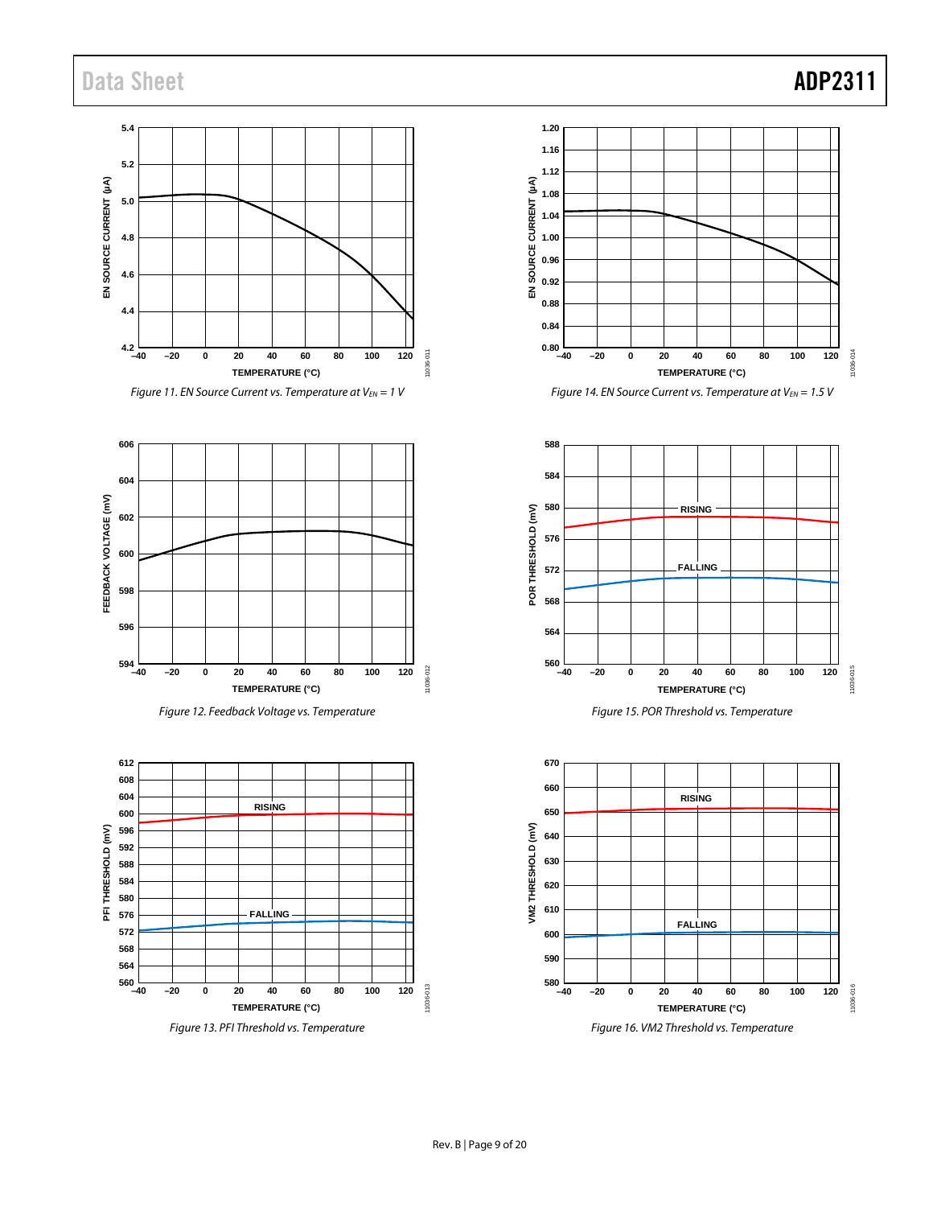Figure 11. EN Source Current vs. Temperature at $V_{EN} = 1$ V

Figure 14. EN Source Current vs. Temperature at $V_{EN} = 1.5$ V

Figure 12. Feedback Voltage vs. Temperature

Figure 15. POR Threshold vs. Temperature

Figure 13. PFI Threshold vs. Temperature

Figure 16. VM2 Threshold vs. Temperature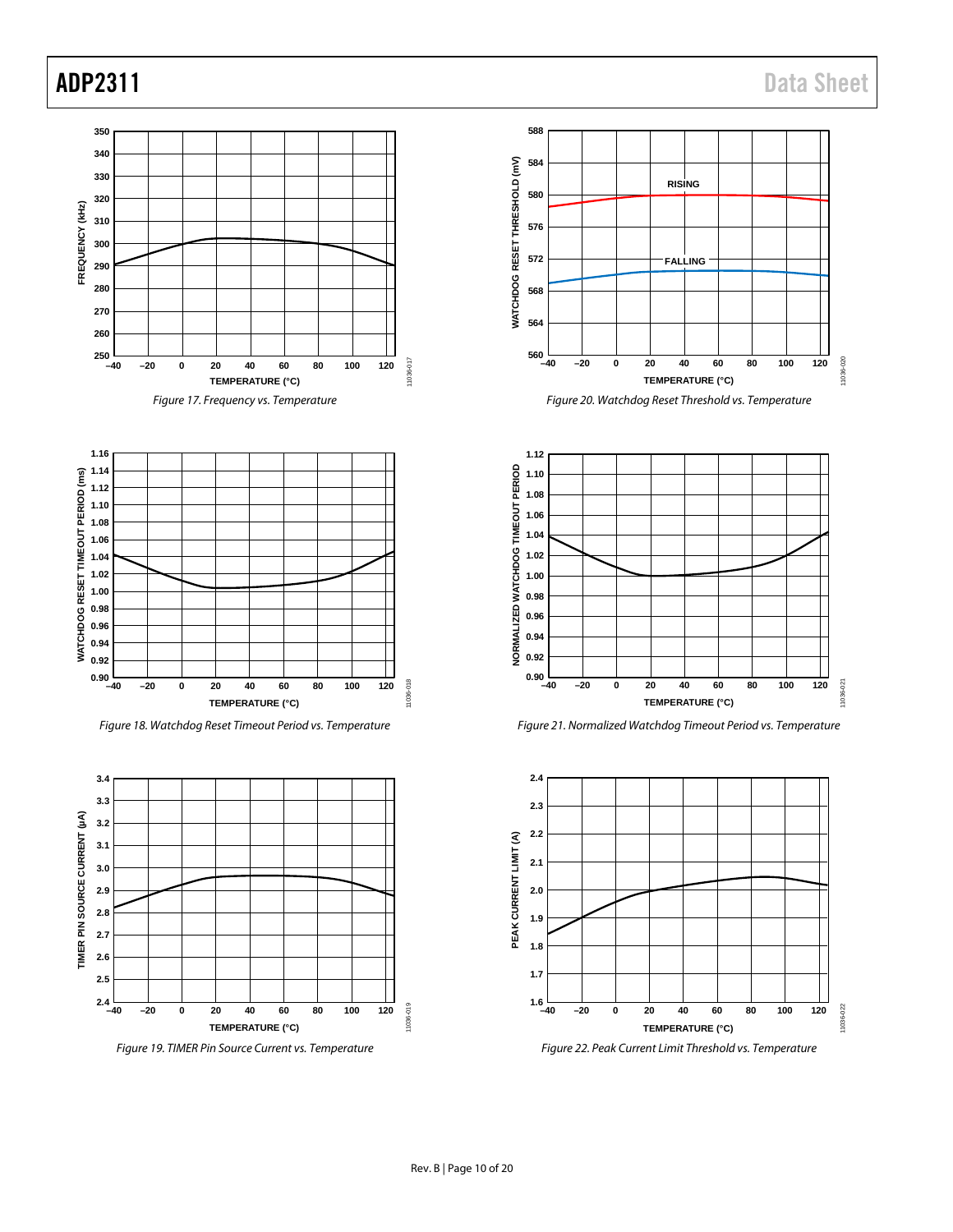Figure 17. Frequency vs. Temperature

Figure 18. Watchdog Reset Timeout Period vs. Temperature

Figure 19. TIMER Pin Source Current vs. Temperature

Figure 20. Watchdog Reset Threshold vs. Temperature

Figure 21. Normalized Watchdog Timeout Period vs. Temperature

Figure 22. Peak Current Limit Threshold vs. Temperature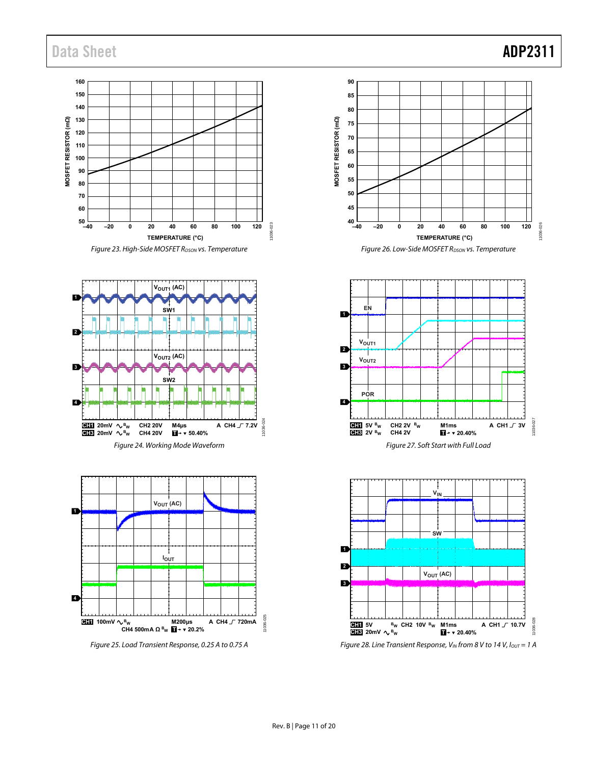Figure 23. High-Side MOSFET $R_{DSON}$ vs. Temperature

Figure 26. Low-Side MOSFET $R_{DSON}$ vs. Temperature

Figure 24. Working Mode Waveform

Figure 27. Soft Start with Full Load

Figure 25. Load Transient Response, 0.25 A to 0.75 A

Figure 28. Line Transient Response, $V_{IN}$ from 8 V to 14 V, $I_{OUT}$ = 1 A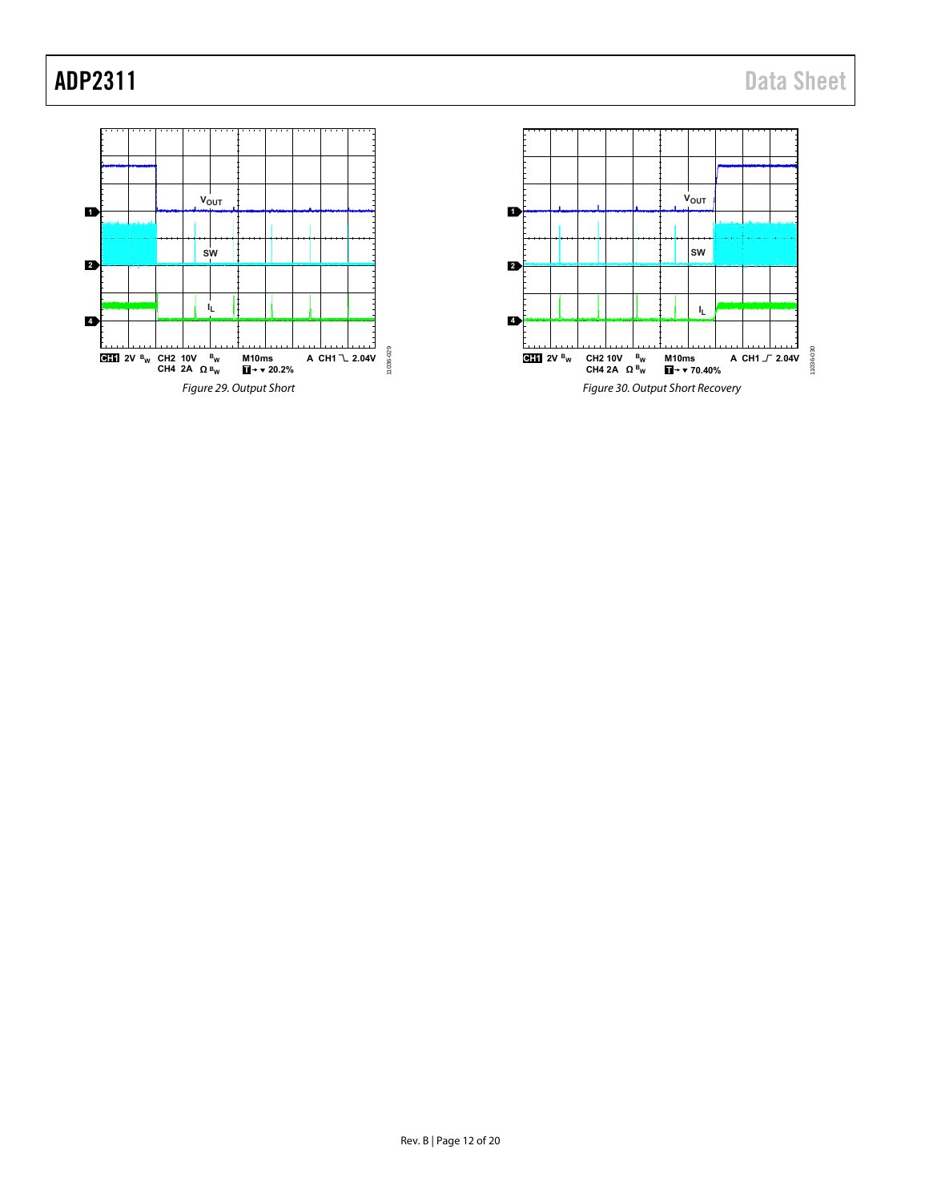Figure 29. Output Short

Figure 30. Output Short Recovery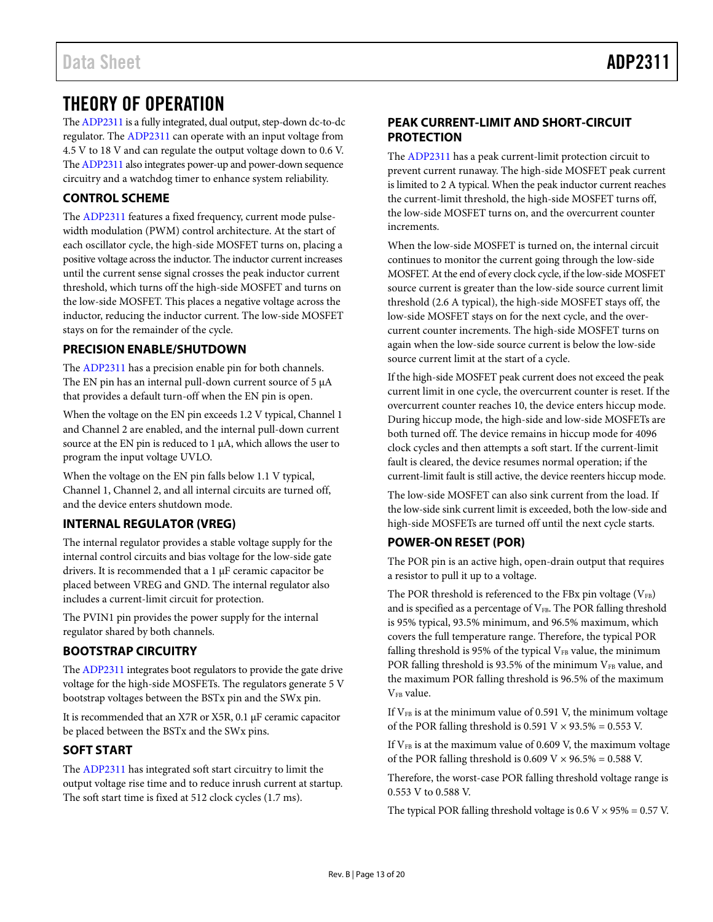# THEORY OF OPERATION

The ADP2311 is a fully integrated, dual output, step-down dc-to-dc regulator. The ADP2311 can operate with an input voltage from 4.5 V to 18 V and can regulate the output voltage down to 0.6 V. The ADP2311 also integrates power-up and power-down sequence circuitry and a watchdog timer to enhance system reliability.

## CONTROL SCHEME

The ADP2311 features a fixed frequency, current mode pulse-width modulation (PWM) control architecture. At the start of each oscillator cycle, the high-side MOSFET turns on, placing a positive voltage across the inductor. The inductor current increases until the current sense signal crosses the peak inductor current threshold, which turns off the high-side MOSFET and turns on the low-side MOSFET. This places a negative voltage across the inductor, reducing the inductor current. The low-side MOSFET stays on for the remainder of the cycle.

## PRECISION ENABLE/SHUTDOWN

The ADP2311 has a precision enable pin for both channels. The EN pin has an internal pull-down current source of 5 µA that provides a default turn-off when the EN pin is open.

When the voltage on the EN pin exceeds 1.2 V typical, Channel 1 and Channel 2 are enabled, and the internal pull-down current source at the EN pin is reduced to 1 µA, which allows the user to program the input voltage UVLO.

When the voltage on the EN pin falls below 1.1 V typical, Channel 1, Channel 2, and all internal circuits are turned off, and the device enters shutdown mode.

## INTERNAL REGULATOR (VREG)

The internal regulator provides a stable voltage supply for the internal control circuits and bias voltage for the low-side gate drivers. It is recommended that a 1 µF ceramic capacitor be placed between VREG and GND. The internal regulator also includes a current-limit circuit for protection.

The PVIN1 pin provides the power supply for the internal regulator shared by both channels.

## BOOTSTRAP CIRCUITRY

The ADP2311 integrates boot regulators to provide the gate drive voltage for the high-side MOSFETs. The regulators generate 5 V bootstrap voltages between the BSTx pin and the SWx pin.

It is recommended that an X7R or X5R, 0.1 µF ceramic capacitor be placed between the BSTx and the SWx pins.

## SOFT START

The ADP2311 has integrated soft start circuitry to limit the output voltage rise time and to reduce inrush current at startup. The soft start time is fixed at 512 clock cycles (1.7 ms).

## PEAK CURRENT-LIMIT AND SHORT-CIRCUIT PROTECTION

The ADP2311 has a peak current-limit protection circuit to prevent current runaway. The high-side MOSFET peak current is limited to 2 A typical. When the peak inductor current reaches the current-limit threshold, the high-side MOSFET turns off, the low-side MOSFET turns on, and the overcurrent counter increments.

When the low-side MOSFET is turned on, the internal circuit continues to monitor the current going through the low-side MOSFET. At the end of every clock cycle, if the low-side MOSFET source current is greater than the low-side source current limit threshold (2.6 A typical), the high-side MOSFET stays off, the low-side MOSFET stays on for the next cycle, and the over-current counter increments. The high-side MOSFET turns on again when the low-side source current is below the low-side source current limit at the start of a cycle.

If the high-side MOSFET peak current does not exceed the peak current limit in one cycle, the overcurrent counter is reset. If the overcurrent counter reaches 10, the device enters hiccup mode. During hiccup mode, the high-side and low-side MOSFETs are both turned off. The device remains in hiccup mode for 4096 clock cycles and then attempts a soft start. If the current-limit fault is cleared, the device resumes normal operation; if the current-limit fault is still active, the device reenters hiccup mode.

The low-side MOSFET can also sink current from the load. If the low-side sink current limit is exceeded, both the low-side and high-side MOSFETs are turned off until the next cycle starts.

## POWER-ON RESET (POR)

The POR pin is an active high, open-drain output that requires a resistor to pull it up to a voltage.

The POR threshold is referenced to the FBx pin voltage ($V_{FB}$) and is specified as a percentage of $V_{FB}$. The POR falling threshold is 95% typical, 93.5% minimum, and 96.5% maximum, which covers the full temperature range. Therefore, the typical POR falling threshold is 95% of the typical $V_{FB}$ value, the minimum POR falling threshold is 93.5% of the minimum $V_{FB}$ value, and the maximum POR falling threshold is 96.5% of the maximum $V_{FB}$ value.

If $V_{FB}$ is at the minimum value of 0.591 V, the minimum voltage of the POR falling threshold is 0.591 V × 93.5% = 0.553 V.

If $V_{FB}$ is at the maximum value of 0.609 V, the maximum voltage of the POR falling threshold is 0.609 V × 96.5% = 0.588 V.

Therefore, the worst-case POR falling threshold voltage range is 0.553 V to 0.588 V.

The typical POR falling threshold voltage is 0.6 V × 95% = 0.57 V.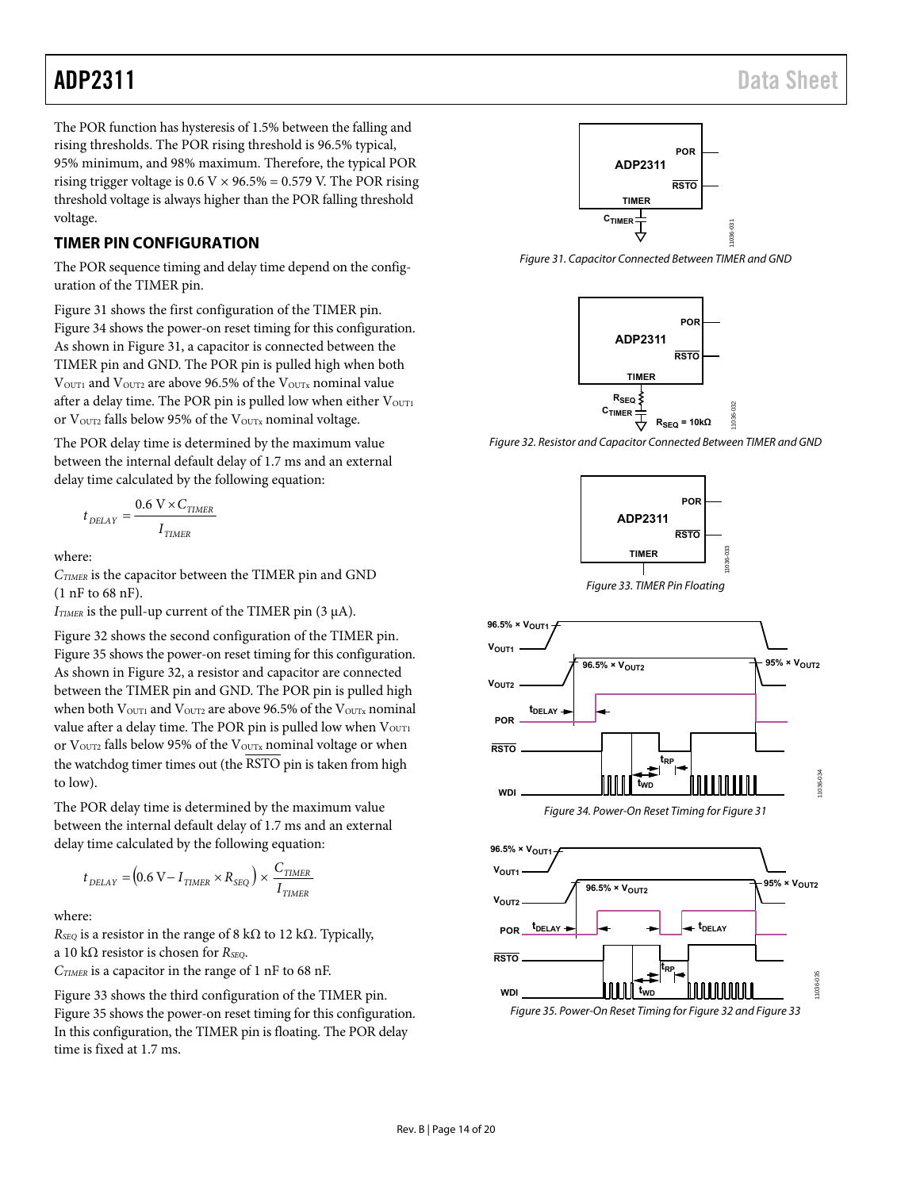The POR function has hysteresis of 1.5% between the falling and rising thresholds. The POR rising threshold is 96.5% typical, 95% minimum, and 98% maximum. Therefore, the typical POR rising trigger voltage is 0.6 V × 96.5% = 0.579 V. The POR rising threshold voltage is always higher than the POR falling threshold voltage.

## TIMER PIN CONFIGURATION

The POR sequence timing and delay time depend on the configuration of the TIMER pin.

Figure 31 shows the first configuration of the TIMER pin. Figure 34 shows the power-on reset timing for this configuration. As shown in Figure 31, a capacitor is connected between the TIMER pin and GND. The POR pin is pulled high when both $V_{OUT1}$ and $V_{OUT2}$ are above 96.5% of the $V_{OUTx}$ nominal value after a delay time. The POR pin is pulled low when either $V_{OUT1}$ or $V_{OUT2}$ falls below 95% of the $V_{OUTx}$ nominal voltage.

The POR delay time is determined by the maximum value between the internal default delay of 1.7 ms and an external delay time calculated by the following equation:

$$t_{DELAY} = \frac{0.6\ \text{V} \times C_{TIMER}}{I_{TIMER}}$$

where:
$C_{TIMER}$ is the capacitor between the TIMER pin and GND (1 nF to 68 nF).
$I_{TIMER}$ is the pull-up current of the TIMER pin (3 μA).

Figure 32 shows the second configuration of the TIMER pin. Figure 35 shows the power-on reset timing for this configuration. As shown in Figure 32, a resistor and capacitor are connected between the TIMER pin and GND. The POR pin is pulled high when both $V_{OUT1}$ and $V_{OUT2}$ are above 96.5% of the $V_{OUTx}$ nominal value after a delay time. The POR pin is pulled low when $V_{OUT1}$ or $V_{OUT2}$ falls below 95% of the $V_{OUTx}$ nominal voltage or when the watchdog timer times out (the $\overline{\text{RSTO}}$ pin is taken from high to low).

The POR delay time is determined by the maximum value between the internal default delay of 1.7 ms and an external delay time calculated by the following equation:

$$t_{DELAY} = \left(0.6\ \text{V} - I_{TIMER} \times R_{SEQ}\right) \times \frac{C_{TIMER}}{I_{TIMER}}$$

where:
$R_{SEQ}$ is a resistor in the range of 8 kΩ to 12 kΩ. Typically, a 10 kΩ resistor is chosen for $R_{SEQ}$.
$C_{TIMER}$ is a capacitor in the range of 1 nF to 68 nF.

Figure 33 shows the third configuration of the TIMER pin. Figure 35 shows the power-on reset timing for this configuration. In this configuration, the TIMER pin is floating. The POR delay time is fixed at 1.7 ms.

Figure 31. Capacitor Connected Between TIMER and GND

Figure 32. Resistor and Capacitor Connected Between TIMER and GND

Figure 33. TIMER Pin Floating

Figure 34. Power-On Reset Timing for Figure 31

Figure 35. Power-On Reset Timing for Figure 32 and Figure 33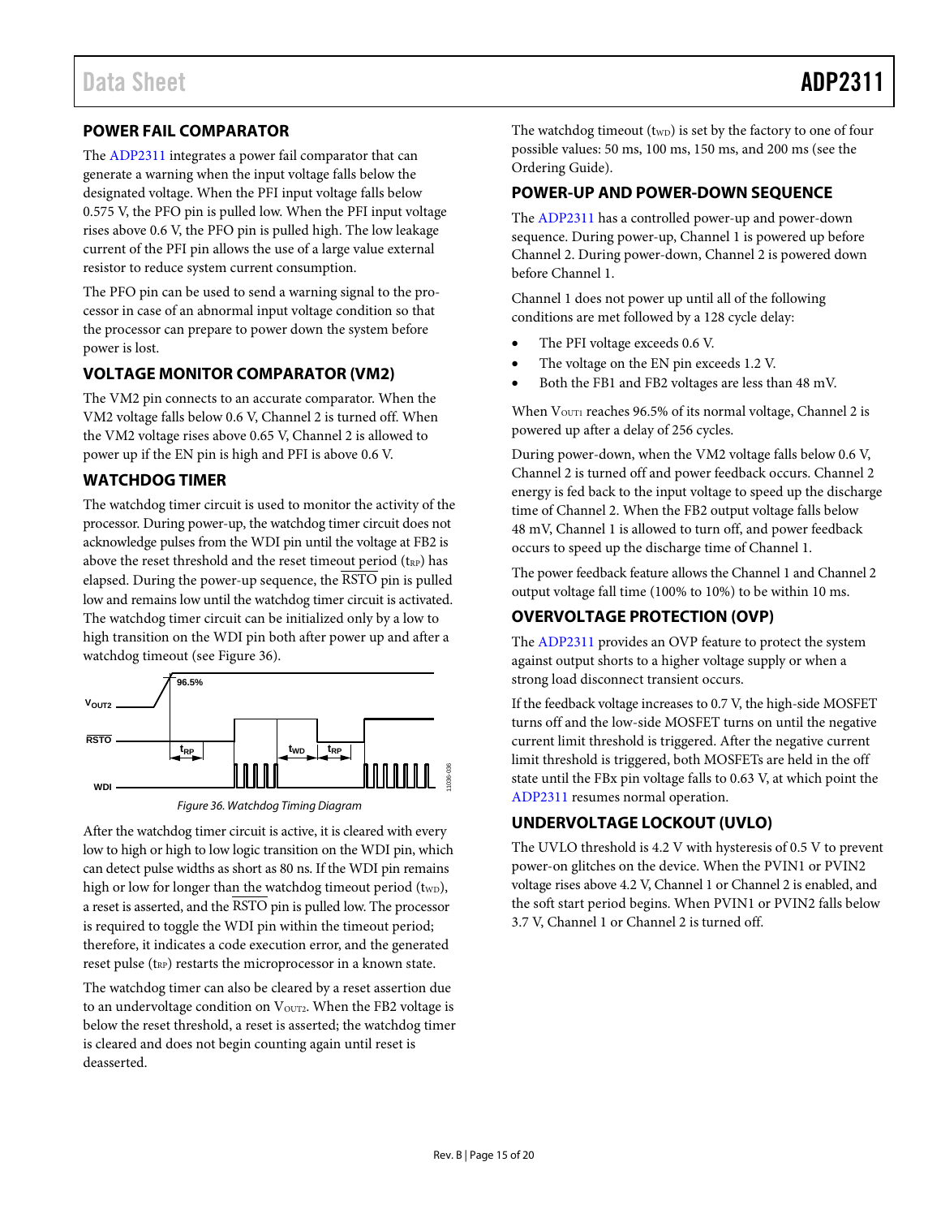## POWER FAIL COMPARATOR

The ADP2311 integrates a power fail comparator that can generate a warning when the input voltage falls below the designated voltage. When the PFI input voltage falls below 0.575 V, the PFO pin is pulled low. When the PFI input voltage rises above 0.6 V, the PFO pin is pulled high. The low leakage current of the PFI pin allows the use of a large value external resistor to reduce system current consumption.

The PFO pin can be used to send a warning signal to the processor in case of an abnormal input voltage condition so that the processor can prepare to power down the system before power is lost.

## VOLTAGE MONITOR COMPARATOR (VM2)

The VM2 pin connects to an accurate comparator. When the VM2 voltage falls below 0.6 V, Channel 2 is turned off. When the VM2 voltage rises above 0.65 V, Channel 2 is allowed to power up if the EN pin is high and PFI is above 0.6 V.

## WATCHDOG TIMER

The watchdog timer circuit is used to monitor the activity of the processor. During power-up, the watchdog timer circuit does not acknowledge pulses from the WDI pin until the voltage at FB2 is above the reset threshold and the reset timeout period ($t_{RP}$) has elapsed. During the power-up sequence, the $\overline{\text{RSTO}}$ pin is pulled low and remains low until the watchdog timer circuit is activated. The watchdog timer circuit can be initialized only by a low to high transition on the WDI pin both after power up and after a watchdog timeout (see Figure 36).

Figure 36. Watchdog Timing Diagram

After the watchdog timer circuit is active, it is cleared with every low to high or high to low logic transition on the WDI pin, which can detect pulse widths as short as 80 ns. If the WDI pin remains high or low for longer than the watchdog timeout period ($t_{WD}$), a reset is asserted, and the $\overline{\text{RSTO}}$ pin is pulled low. The processor is required to toggle the WDI pin within the timeout period; therefore, it indicates a code execution error, and the generated reset pulse ($t_{RP}$) restarts the microprocessor in a known state.

The watchdog timer can also be cleared by a reset assertion due to an undervoltage condition on $V_{OUT2}$. When the FB2 voltage is below the reset threshold, a reset is asserted; the watchdog timer is cleared and does not begin counting again until reset is deasserted.

The watchdog timeout ($t_{WD}$) is set by the factory to one of four possible values: 50 ms, 100 ms, 150 ms, and 200 ms (see the Ordering Guide).

## POWER-UP AND POWER-DOWN SEQUENCE

The ADP2311 has a controlled power-up and power-down sequence. During power-up, Channel 1 is powered up before Channel 2. During power-down, Channel 2 is powered down before Channel 1.

Channel 1 does not power up until all of the following conditions are met followed by a 128 cycle delay:

- The PFI voltage exceeds 0.6 V.
- The voltage on the EN pin exceeds 1.2 V.
- Both the FB1 and FB2 voltages are less than 48 mV.

When $V_{OUT1}$ reaches 96.5% of its normal voltage, Channel 2 is powered up after a delay of 256 cycles.

During power-down, when the VM2 voltage falls below 0.6 V, Channel 2 is turned off and power feedback occurs. Channel 2 energy is fed back to the input voltage to speed up the discharge time of Channel 2. When the FB2 output voltage falls below 48 mV, Channel 1 is allowed to turn off, and power feedback occurs to speed up the discharge time of Channel 1.

The power feedback feature allows the Channel 1 and Channel 2 output voltage fall time (100% to 10%) to be within 10 ms.

## OVERVOLTAGE PROTECTION (OVP)

The ADP2311 provides an OVP feature to protect the system against output shorts to a higher voltage supply or when a strong load disconnect transient occurs.

If the feedback voltage increases to 0.7 V, the high-side MOSFET turns off and the low-side MOSFET turns on until the negative current limit threshold is triggered. After the negative current limit threshold is triggered, both MOSFETs are held in the off state until the FBx pin voltage falls to 0.63 V, at which point the ADP2311 resumes normal operation.

## UNDERVOLTAGE LOCKOUT (UVLO)

The UVLO threshold is 4.2 V with hysteresis of 0.5 V to prevent power-on glitches on the device. When the PVIN1 or PVIN2 voltage rises above 4.2 V, Channel 1 or Channel 2 is enabled, and the soft start period begins. When PVIN1 or PVIN2 falls below 3.7 V, Channel 1 or Channel 2 is turned off.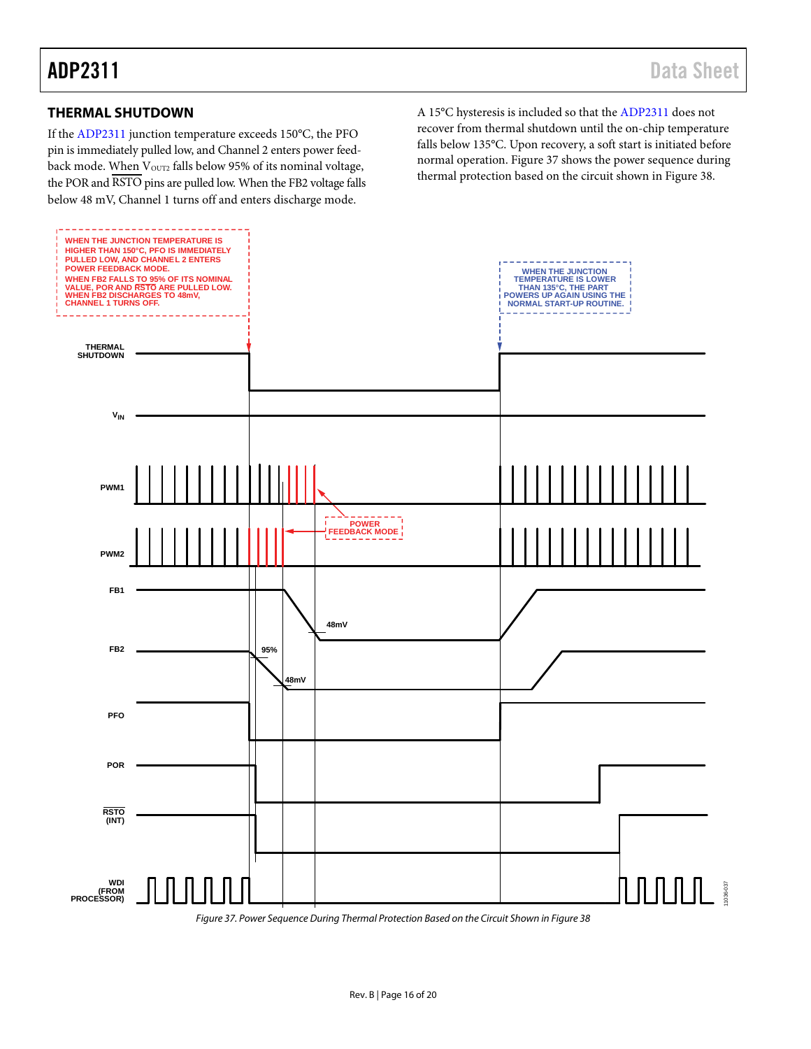## THERMAL SHUTDOWN

If the ADP2311 junction temperature exceeds 150°C, the PFO pin is immediately pulled low, and Channel 2 enters power feedback mode. When $V_{OUT2}$ falls below 95% of its nominal voltage, the POR and RSTO pins are pulled low. When the FB2 voltage falls below 48 mV, Channel 1 turns off and enters discharge mode.

A 15°C hysteresis is included so that the ADP2311 does not recover from thermal shutdown until the on-chip temperature falls below 135°C. Upon recovery, a soft start is initiated before normal operation. Figure 37 shows the power sequence during thermal protection based on the circuit shown in Figure 38.

*Figure 37. Power Sequence During Thermal Protection Based on the Circuit Shown in Figure 38*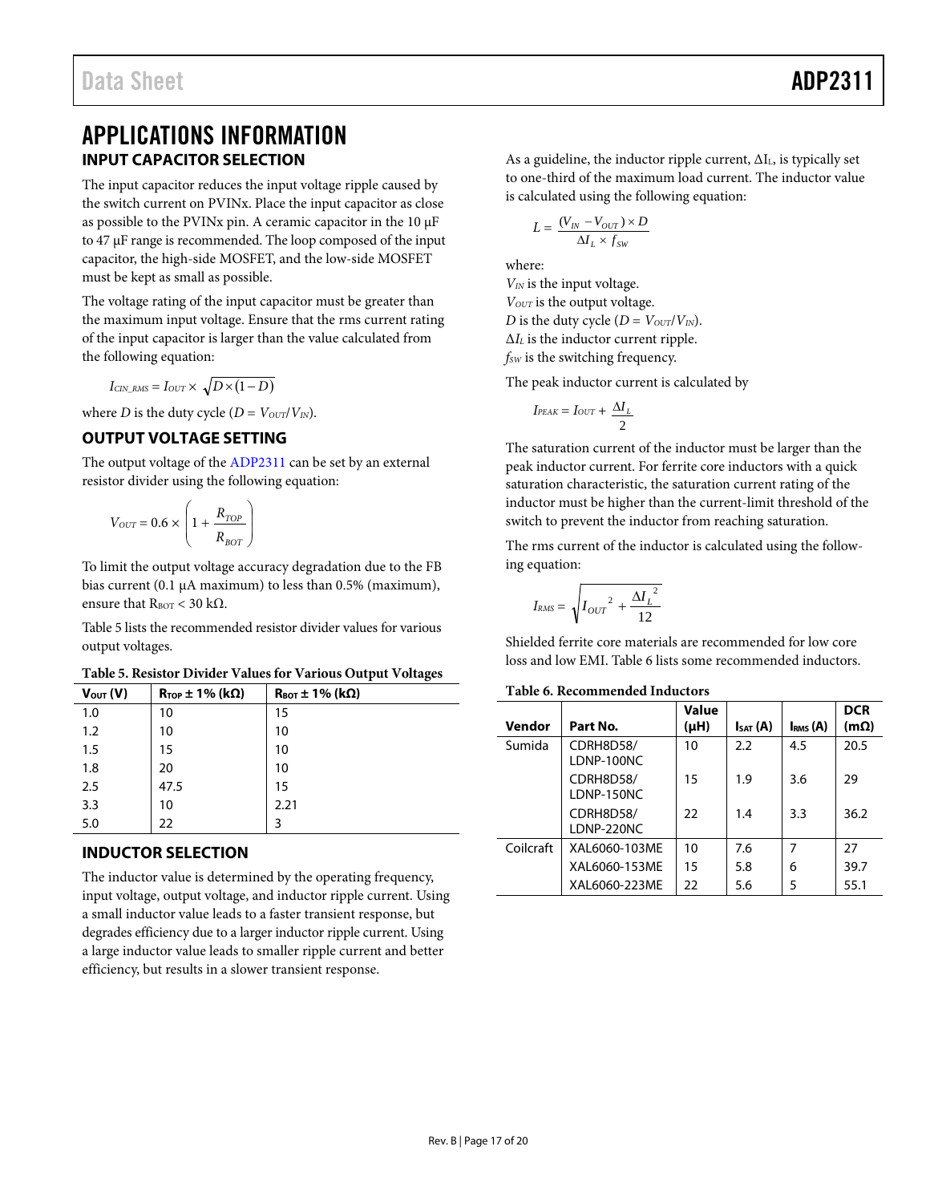# APPLICATIONS INFORMATION

## INPUT CAPACITOR SELECTION

The input capacitor reduces the input voltage ripple caused by the switch current on PVINx. Place the input capacitor as close as possible to the PVINx pin. A ceramic capacitor in the 10 μF to 47 μF range is recommended. The loop composed of the input capacitor, the high-side MOSFET, and the low-side MOSFET must be kept as small as possible.

The voltage rating of the input capacitor must be greater than the maximum input voltage. Ensure that the rms current rating of the input capacitor is larger than the value calculated from the following equation:

$$I_{CIN\_RMS} = I_{OUT} \times \sqrt{D \times (1 - D)}$$

where $D$ is the duty cycle ($D = V_{OUT}/V_{IN}$).

## OUTPUT VOLTAGE SETTING

The output voltage of the ADP2311 can be set by an external resistor divider using the following equation:

$$V_{OUT} = 0.6 \times \left(1 + \frac{R_{TOP}}{R_{BOT}}\right)$$

To limit the output voltage accuracy degradation due to the FB bias current (0.1 μA maximum) to less than 0.5% (maximum), ensure that $R_{BOT}$ < 30 kΩ.

Table 5 lists the recommended resistor divider values for various output voltages.

**Table 5. Resistor Divider Values for Various Output Voltages**

| $V_{OUT}$ (V) | $R_{TOP}$ ± 1% (kΩ) | $R_{BOT}$ ± 1% (kΩ) |
|---|---|---|
| 1.0 | 10 | 15 |
| 1.2 | 10 | 10 |
| 1.5 | 15 | 10 |
| 1.8 | 20 | 10 |
| 2.5 | 47.5 | 15 |
| 3.3 | 10 | 2.21 |
| 5.0 | 22 | 3 |

## INDUCTOR SELECTION

The inductor value is determined by the operating frequency, input voltage, output voltage, and inductor ripple current. Using a small inductor value leads to a faster transient response, but degrades efficiency due to a larger inductor ripple current. Using a large inductor value leads to smaller ripple current and better efficiency, but results in a slower transient response.

As a guideline, the inductor ripple current, $\Delta I_L$, is typically set to one-third of the maximum load current. The inductor value is calculated using the following equation:

$$L = \frac{(V_{IN} - V_{OUT}) \times D}{\Delta I_L \times f_{SW}}$$

where:
$V_{IN}$ is the input voltage.
$V_{OUT}$ is the output voltage.
$D$ is the duty cycle ($D = V_{OUT}/V_{IN}$).
$\Delta I_L$ is the inductor current ripple.
$f_{SW}$ is the switching frequency.

The peak inductor current is calculated by

$$I_{PEAK} = I_{OUT} + \frac{\Delta I_L}{2}$$

The saturation current of the inductor must be larger than the peak inductor current. For ferrite core inductors with a quick saturation characteristic, the saturation current rating of the inductor must be higher than the current-limit threshold of the switch to prevent the inductor from reaching saturation.

The rms current of the inductor is calculated using the following equation:

$$I_{RMS} = \sqrt{{I_{OUT}}^2 + \frac{{\Delta I_L}^2}{12}}$$

Shielded ferrite core materials are recommended for low core loss and low EMI. Table 6 lists some recommended inductors.

**Table 6. Recommended Inductors**

| Vendor | Part No. | Value (μH) | $I_{SAT}$ (A) | $I_{RMS}$ (A) | DCR (mΩ) |
|---|---|---|---|---|---|
| Sumida | CDRH8D58/LDNP-100NC | 10 | 2.2 | 4.5 | 20.5 |
| | CDRH8D58/LDNP-150NC | 15 | 1.9 | 3.6 | 29 |
| | CDRH8D58/LDNP-220NC | 22 | 1.4 | 3.3 | 36.2 |
| Coilcraft | XAL6060-103ME | 10 | 7.6 | 7 | 27 |
| | XAL6060-153ME | 15 | 5.8 | 6 | 39.7 |
| | XAL6060-223ME | 22 | 5.6 | 5 | 55.1 |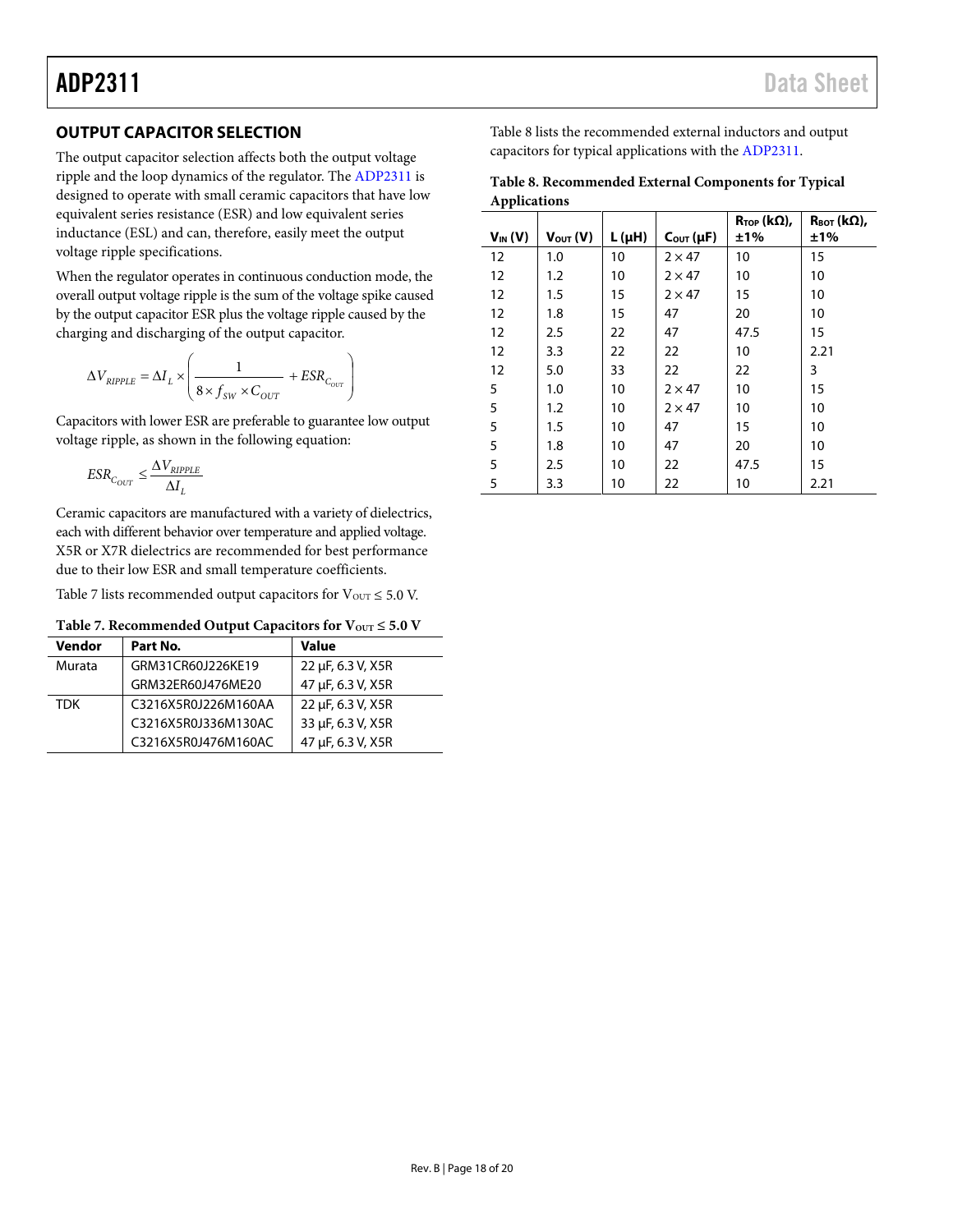## OUTPUT CAPACITOR SELECTION

The output capacitor selection affects both the output voltage ripple and the loop dynamics of the regulator. The ADP2311 is designed to operate with small ceramic capacitors that have low equivalent series resistance (ESR) and low equivalent series inductance (ESL) and can, therefore, easily meet the output voltage ripple specifications.

When the regulator operates in continuous conduction mode, the overall output voltage ripple is the sum of the voltage spike caused by the output capacitor ESR plus the voltage ripple caused by the charging and discharging of the output capacitor.

$$\Delta V_{RIPPLE} = \Delta I_L \times \left( \frac{1}{8 \times f_{SW} \times C_{OUT}} + ESR_{C_{OUT}} \right)$$

Capacitors with lower ESR are preferable to guarantee low output voltage ripple, as shown in the following equation:

$$ESR_{C_{OUT}} \leq \frac{\Delta V_{RIPPLE}}{\Delta I_L}$$

Ceramic capacitors are manufactured with a variety of dielectrics, each with different behavior over temperature and applied voltage. X5R or X7R dielectrics are recommended for best performance due to their low ESR and small temperature coefficients.

Table 7 lists recommended output capacitors for $V_{OUT} \leq 5.0$ V.

**Table 7. Recommended Output Capacitors for $V_{OUT} \leq 5.0$ V**

| Vendor | Part No. | Value |
|---|---|---|
| Murata | GRM31CR60J226KE19 | 22 µF, 6.3 V, X5R |
| | GRM32ER60J476ME20 | 47 µF, 6.3 V, X5R |
| TDK | C3216X5R0J226M160AA | 22 µF, 6.3 V, X5R |
| | C3216X5R0J336M130AC | 33 µF, 6.3 V, X5R |
| | C3216X5R0J476M160AC | 47 µF, 6.3 V, X5R |

Table 8 lists the recommended external inductors and output capacitors for typical applications with the ADP2311.

**Table 8. Recommended External Components for Typical Applications**

| $V_{IN}$ (V) | $V_{OUT}$ (V) | L (µH) | $C_{OUT}$ (µF) | $R_{TOP}$ (kΩ), ±1% | $R_{BOT}$ (kΩ), ±1% |
|---|---|---|---|---|---|
| 12 | 1.0 | 10 | 2 × 47 | 10 | 15 |
| 12 | 1.2 | 10 | 2 × 47 | 10 | 10 |
| 12 | 1.5 | 15 | 2 × 47 | 15 | 10 |
| 12 | 1.8 | 15 | 47 | 20 | 10 |
| 12 | 2.5 | 22 | 47 | 47.5 | 15 |
| 12 | 3.3 | 22 | 22 | 10 | 2.21 |
| 12 | 5.0 | 33 | 22 | 22 | 3 |
| 5 | 1.0 | 10 | 2 × 47 | 10 | 15 |
| 5 | 1.2 | 10 | 2 × 47 | 10 | 10 |
| 5 | 1.5 | 10 | 47 | 15 | 10 |
| 5 | 1.8 | 10 | 47 | 20 | 10 |
| 5 | 2.5 | 10 | 22 | 47.5 | 15 |
| 5 | 3.3 | 10 | 22 | 10 | 2.21 |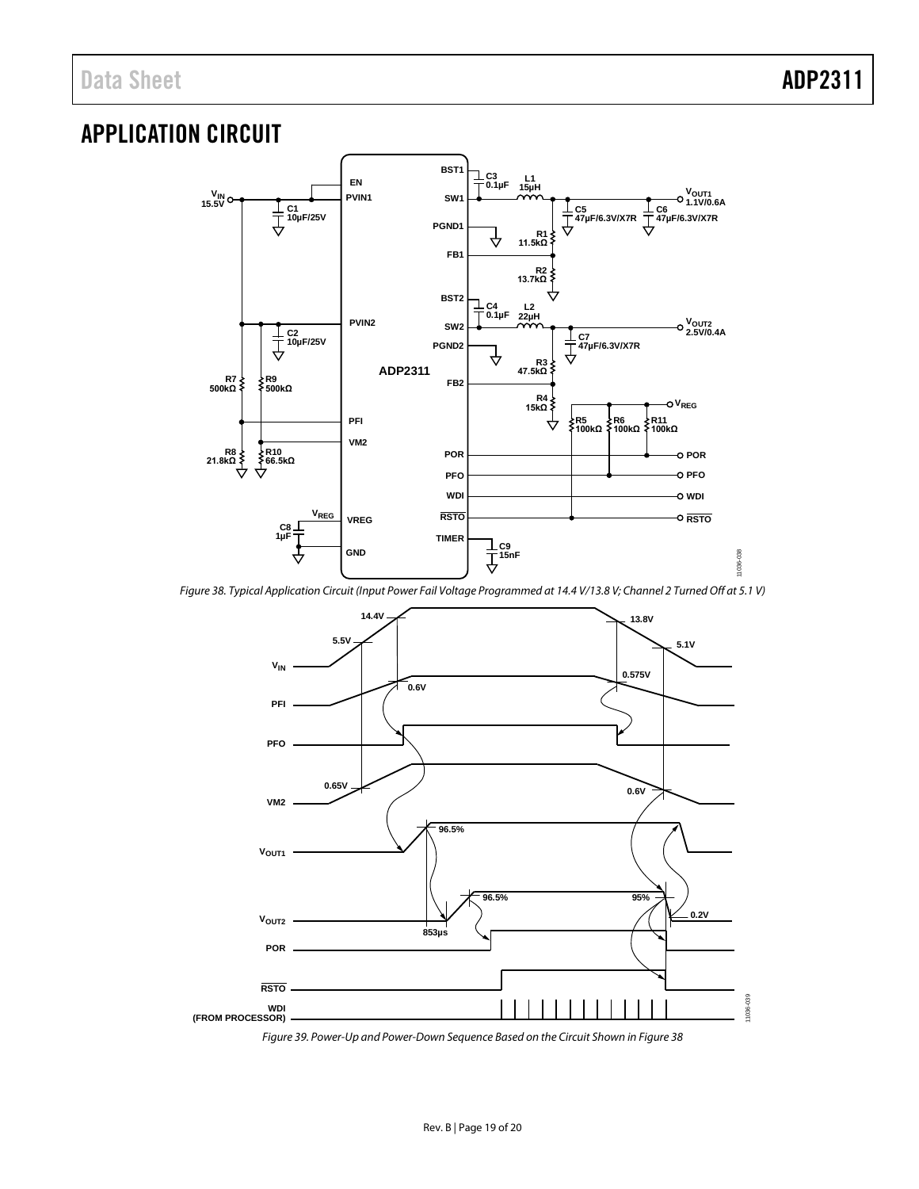## APPLICATION CIRCUIT

*Figure 38. Typical Application Circuit (Input Power Fail Voltage Programmed at 14.4 V/13.8 V; Channel 2 Turned Off at 5.1 V)*

*Figure 39. Power-Up and Power-Down Sequence Based on the Circuit Shown in Figure 38*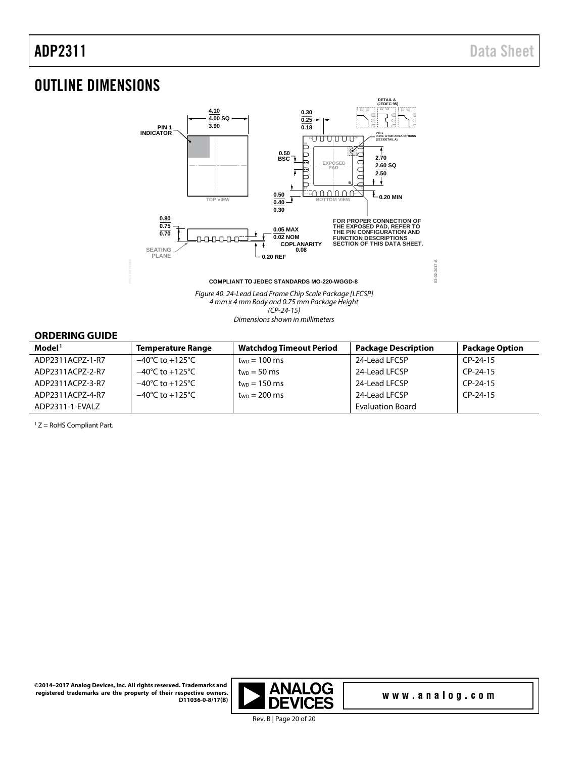# OUTLINE DIMENSIONS

4.10
4.00 SQ
3.90

PIN 1 INDICATOR

TOP VIEW

0.30
0.25
0.18

DETAIL A (JEDEC 95)

PIN 1 INDICATOR AREA OPTIONS (SEE DETAIL A)

0.50 BSC

EXPOSED PAD

2.70
2.60 SQ
2.50

0.50
0.40
0.30

BOTTOM VIEW

0.20 MIN

0.80
0.75
0.70

0.05 MAX
0.02 NOM

COPLANARITY 0.08

SEATING PLANE

0.20 REF

FOR PROPER CONNECTION OF THE EXPOSED PAD, REFER TO THE PIN CONFIGURATION AND FUNCTION DESCRIPTIONS SECTION OF THIS DATA SHEET.

COMPLIANT TO JEDEC STANDARDS MO-220-WGGD-8

03-02-2017-A

*Figure 40. 24-Lead Lead Frame Chip Scale Package [LFCSP]*
*4 mm x 4 mm Body and 0.75 mm Package Height*
*(CP-24-15)*
*Dimensions shown in millimeters*

## ORDERING GUIDE

| Model[1] | Temperature Range | Watchdog Timeout Period | Package Description | Package Option |
|---|---|---|---|---|
| ADP2311ACPZ-1-R7 | −40°C to +125°C | $t_{WD}$ = 100 ms | 24-Lead LFCSP | CP-24-15 |
| ADP2311ACPZ-2-R7 | −40°C to +125°C | $t_{WD}$ = 50 ms | 24-Lead LFCSP | CP-24-15 |
| ADP2311ACPZ-3-R7 | −40°C to +125°C | $t_{WD}$ = 150 ms | 24-Lead LFCSP | CP-24-15 |
| ADP2311ACPZ-4-R7 | −40°C to +125°C | $t_{WD}$ = 200 ms | 24-Lead LFCSP | CP-24-15 |
| ADP2311-1-EVALZ | | | Evaluation Board | |

[1] Z = RoHS Compliant Part.

©2014–2017 Analog Devices, Inc. All rights reserved. Trademarks and registered trademarks are the property of their respective owners. D11036-0-8/17(B)

www.analog.com